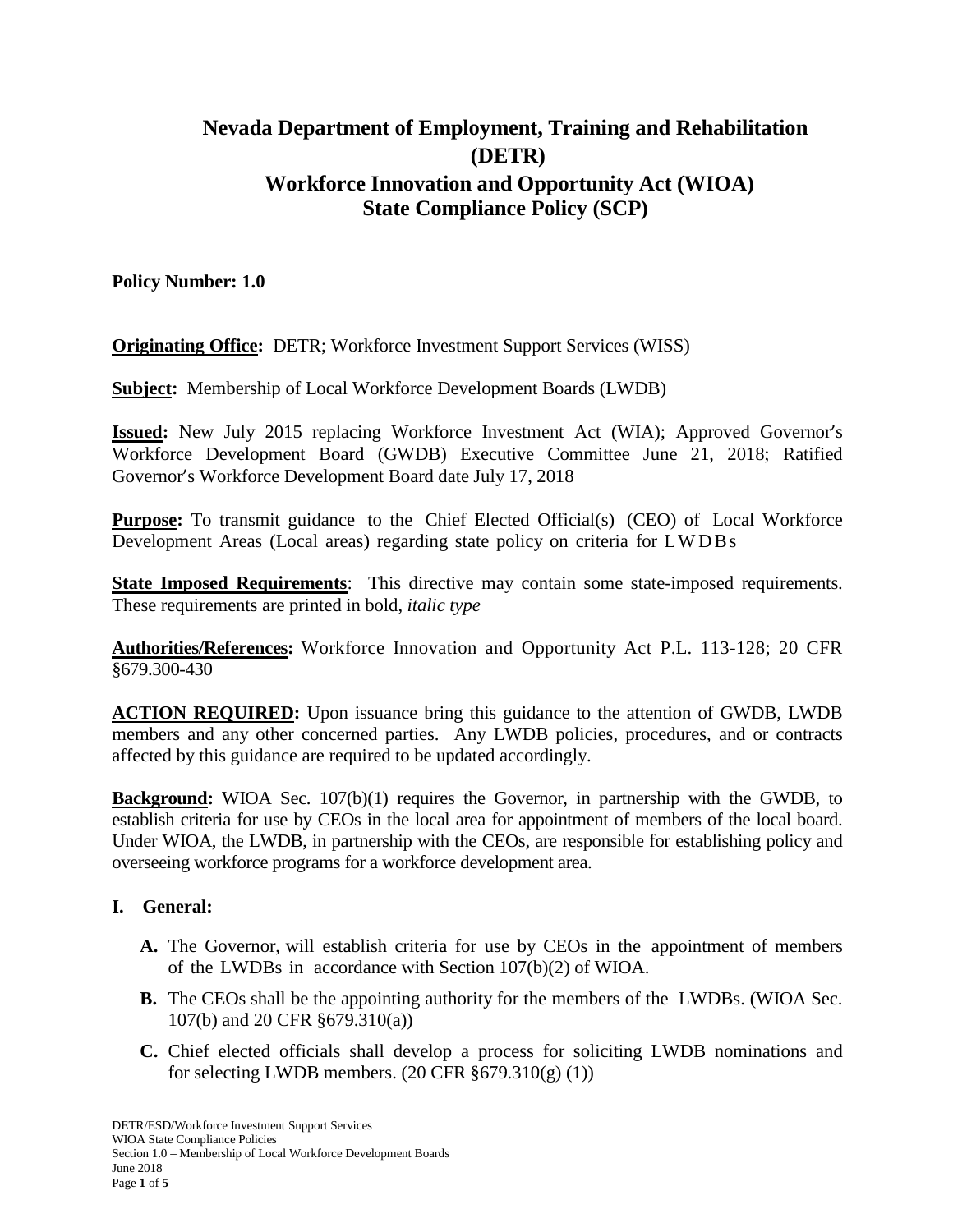# Nevada Department of Employment, Training and Rehabilitation (DETR)
# Workforce Innovation and Opportunity Act (WIOA) State Compliance Policy (SCP)

**Policy Number: 1.0**

**Originating Office:** DETR; Workforce Investment Support Services (WISS)

**Subject:** Membership of Local Workforce Development Boards (LWDB)

**Issued:** New July 2015 replacing Workforce Investment Act (WIA); Approved Governor's Workforce Development Board (GWDB) Executive Committee June 21, 2018; Ratified Governor's Workforce Development Board date July 17, 2018

**Purpose:** To transmit guidance to the Chief Elected Official(s) (CEO) of Local Workforce Development Areas (Local areas) regarding state policy on criteria for LWDBs

**State Imposed Requirements**: This directive may contain some state-imposed requirements. These requirements are printed in bold, *italic type*

**Authorities/References:** Workforce Innovation and Opportunity Act P.L. 113-128; 20 CFR §679.300-430

**ACTION REQUIRED:** Upon issuance bring this guidance to the attention of GWDB, LWDB members and any other concerned parties. Any LWDB policies, procedures, and or contracts affected by this guidance are required to be updated accordingly.

**Background:** WIOA Sec. 107(b)(1) requires the Governor, in partnership with the GWDB, to establish criteria for use by CEOs in the local area for appointment of members of the local board. Under WIOA, the LWDB, in partnership with the CEOs, are responsible for establishing policy and overseeing workforce programs for a workforce development area.

## I. General:

- **A.** The Governor, will establish criteria for use by CEOs in the appointment of members of the LWDBs in accordance with Section 107(b)(2) of WIOA.
- **B.** The CEOs shall be the appointing authority for the members of the LWDBs. (WIOA Sec. 107(b) and 20 CFR §679.310(a))
- **C.** Chief elected officials shall develop a process for soliciting LWDB nominations and for selecting LWDB members. (20 CFR §679.310(g) (1))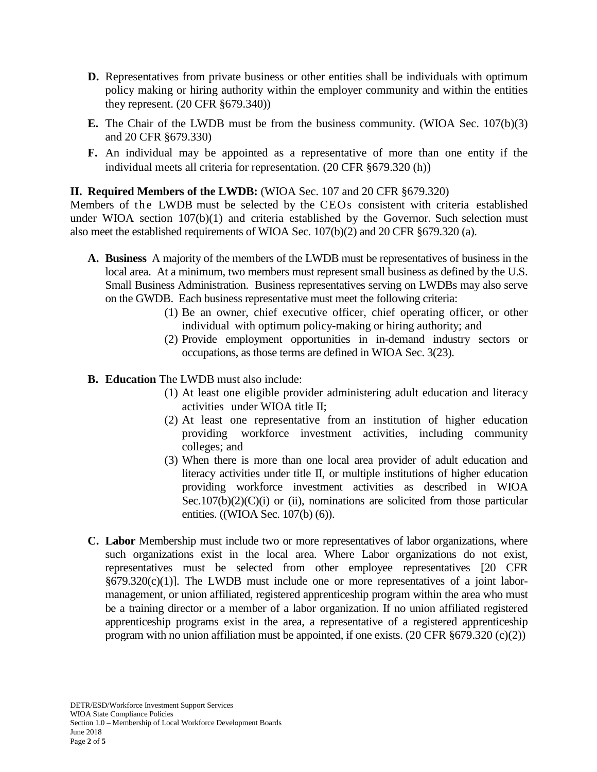**D.** Representatives from private business or other entities shall be individuals with optimum policy making or hiring authority within the employer community and within the entities they represent. (20 CFR §679.340))

**E.** The Chair of the LWDB must be from the business community. (WIOA Sec. 107(b)(3) and 20 CFR §679.330)

**F.** An individual may be appointed as a representative of more than one entity if the individual meets all criteria for representation. (20 CFR §679.320 (h))

**II. Required Members of the LWDB:** (WIOA Sec. 107 and 20 CFR §679.320)

Members of the LWDB must be selected by the CEOs consistent with criteria established under WIOA section 107(b)(1) and criteria established by the Governor. Such selection must also meet the established requirements of WIOA Sec. 107(b)(2) and 20 CFR §679.320 (a).

**A. Business** A majority of the members of the LWDB must be representatives of business in the local area. At a minimum, two members must represent small business as defined by the U.S. Small Business Administration. Business representatives serving on LWDBs may also serve on the GWDB. Each business representative must meet the following criteria:

(1) Be an owner, chief executive officer, chief operating officer, or other individual with optimum policy-making or hiring authority; and

(2) Provide employment opportunities in in-demand industry sectors or occupations, as those terms are defined in WIOA Sec. 3(23).

**B. Education** The LWDB must also include:

(1) At least one eligible provider administering adult education and literacy activities under WIOA title II;

(2) At least one representative from an institution of higher education providing workforce investment activities, including community colleges; and

(3) When there is more than one local area provider of adult education and literacy activities under title II, or multiple institutions of higher education providing workforce investment activities as described in WIOA Sec.107(b)(2)(C)(i) or (ii), nominations are solicited from those particular entities. ((WIOA Sec. 107(b) (6)).

**C. Labor** Membership must include two or more representatives of labor organizations, where such organizations exist in the local area. Where Labor organizations do not exist, representatives must be selected from other employee representatives [20 CFR §679.320(c)(1)]. The LWDB must include one or more representatives of a joint labor-management, or union affiliated, registered apprenticeship program within the area who must be a training director or a member of a labor organization. If no union affiliated registered apprenticeship programs exist in the area, a representative of a registered apprenticeship program with no union affiliation must be appointed, if one exists. (20 CFR §679.320 (c)(2))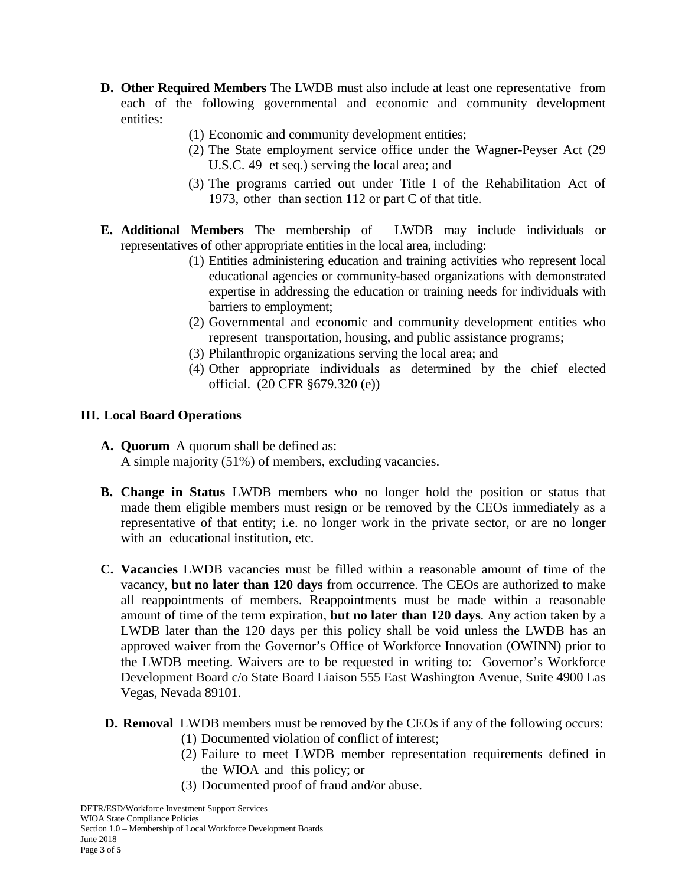**D. Other Required Members** The LWDB must also include at least one representative from each of the following governmental and economic and community development entities:

(1) Economic and community development entities;
(2) The State employment service office under the Wagner-Peyser Act (29 U.S.C. 49 et seq.) serving the local area; and
(3) The programs carried out under Title I of the Rehabilitation Act of 1973, other than section 112 or part C of that title.

**E. Additional Members** The membership of LWDB may include individuals or representatives of other appropriate entities in the local area, including:

(1) Entities administering education and training activities who represent local educational agencies or community-based organizations with demonstrated expertise in addressing the education or training needs for individuals with barriers to employment;
(2) Governmental and economic and community development entities who represent transportation, housing, and public assistance programs;
(3) Philanthropic organizations serving the local area; and
(4) Other appropriate individuals as determined by the chief elected official. (20 CFR §679.320 (e))

## III. Local Board Operations

**A. Quorum** A quorum shall be defined as:
A simple majority (51%) of members, excluding vacancies.

**B. Change in Status** LWDB members who no longer hold the position or status that made them eligible members must resign or be removed by the CEOs immediately as a representative of that entity; i.e. no longer work in the private sector, or are no longer with an educational institution, etc.

**C. Vacancies** LWDB vacancies must be filled within a reasonable amount of time of the vacancy, **but no later than 120 days** from occurrence. The CEOs are authorized to make all reappointments of members. Reappointments must be made within a reasonable amount of time of the term expiration, **but no later than 120 days**. Any action taken by a LWDB later than the 120 days per this policy shall be void unless the LWDB has an approved waiver from the Governor's Office of Workforce Innovation (OWINN) prior to the LWDB meeting. Waivers are to be requested in writing to: Governor's Workforce Development Board c/o State Board Liaison 555 East Washington Avenue, Suite 4900 Las Vegas, Nevada 89101.

**D. Removal** LWDB members must be removed by the CEOs if any of the following occurs:

(1) Documented violation of conflict of interest;
(2) Failure to meet LWDB member representation requirements defined in the WIOA and this policy; or
(3) Documented proof of fraud and/or abuse.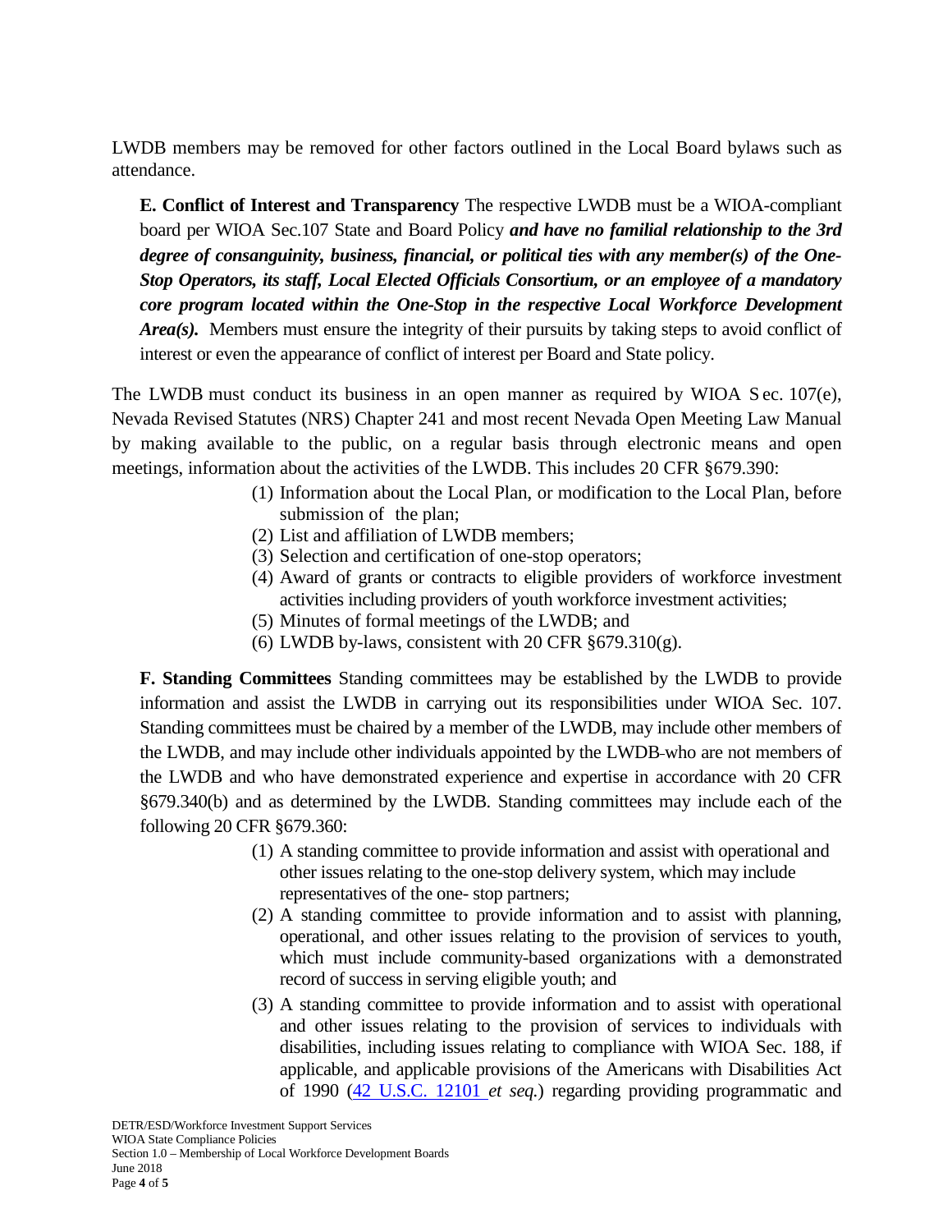LWDB members may be removed for other factors outlined in the Local Board bylaws such as attendance.

**E. Conflict of Interest and Transparency** The respective LWDB must be a WIOA-compliant board per WIOA Sec.107 State and Board Policy ***and have no familial relationship to the 3rd degree of consanguinity, business, financial, or political ties with any member(s) of the One-Stop Operators, its staff, Local Elected Officials Consortium, or an employee of a mandatory core program located within the One-Stop in the respective Local Workforce Development Area(s).*** Members must ensure the integrity of their pursuits by taking steps to avoid conflict of interest or even the appearance of conflict of interest per Board and State policy.

The LWDB must conduct its business in an open manner as required by WIOA Sec. 107(e), Nevada Revised Statutes (NRS) Chapter 241 and most recent Nevada Open Meeting Law Manual by making available to the public, on a regular basis through electronic means and open meetings, information about the activities of the LWDB. This includes 20 CFR §679.390:

(1) Information about the Local Plan, or modification to the Local Plan, before submission of the plan;
(2) List and affiliation of LWDB members;
(3) Selection and certification of one-stop operators;
(4) Award of grants or contracts to eligible providers of workforce investment activities including providers of youth workforce investment activities;
(5) Minutes of formal meetings of the LWDB; and
(6) LWDB by-laws, consistent with 20 CFR §679.310(g).

**F. Standing Committees** Standing committees may be established by the LWDB to provide information and assist the LWDB in carrying out its responsibilities under WIOA Sec. 107. Standing committees must be chaired by a member of the LWDB, may include other members of the LWDB, and may include other individuals appointed by the LWDB who are not members of the LWDB and who have demonstrated experience and expertise in accordance with 20 CFR §679.340(b) and as determined by the LWDB. Standing committees may include each of the following 20 CFR §679.360:

(1) A standing committee to provide information and assist with operational and other issues relating to the one-stop delivery system, which may include representatives of the one- stop partners;
(2) A standing committee to provide information and to assist with planning, operational, and other issues relating to the provision of services to youth, which must include community-based organizations with a demonstrated record of success in serving eligible youth; and
(3) A standing committee to provide information and to assist with operational and other issues relating to the provision of services to individuals with disabilities, including issues relating to compliance with WIOA Sec. 188, if applicable, and applicable provisions of the Americans with Disabilities Act of 1990 (42 U.S.C. 12101 *et seq.*) regarding providing programmatic and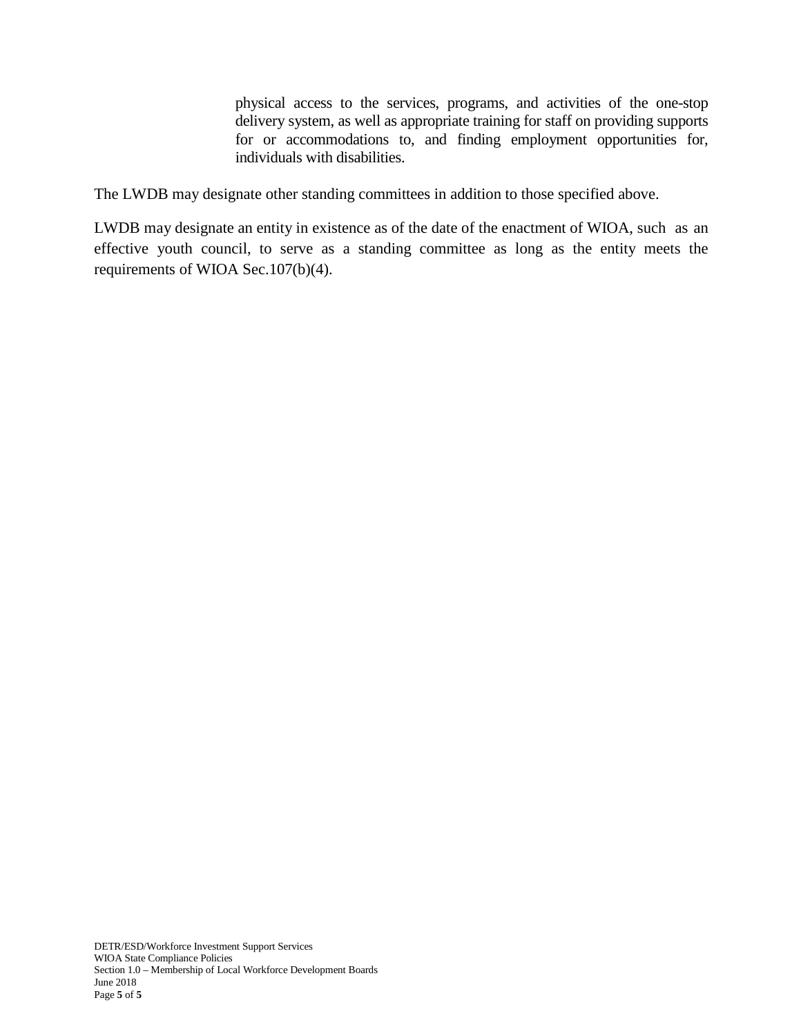physical access to the services, programs, and activities of the one-stop delivery system, as well as appropriate training for staff on providing supports for or accommodations to, and finding employment opportunities for, individuals with disabilities.

The LWDB may designate other standing committees in addition to those specified above.

LWDB may designate an entity in existence as of the date of the enactment of WIOA, such as an effective youth council, to serve as a standing committee as long as the entity meets the requirements of WIOA Sec.107(b)(4).